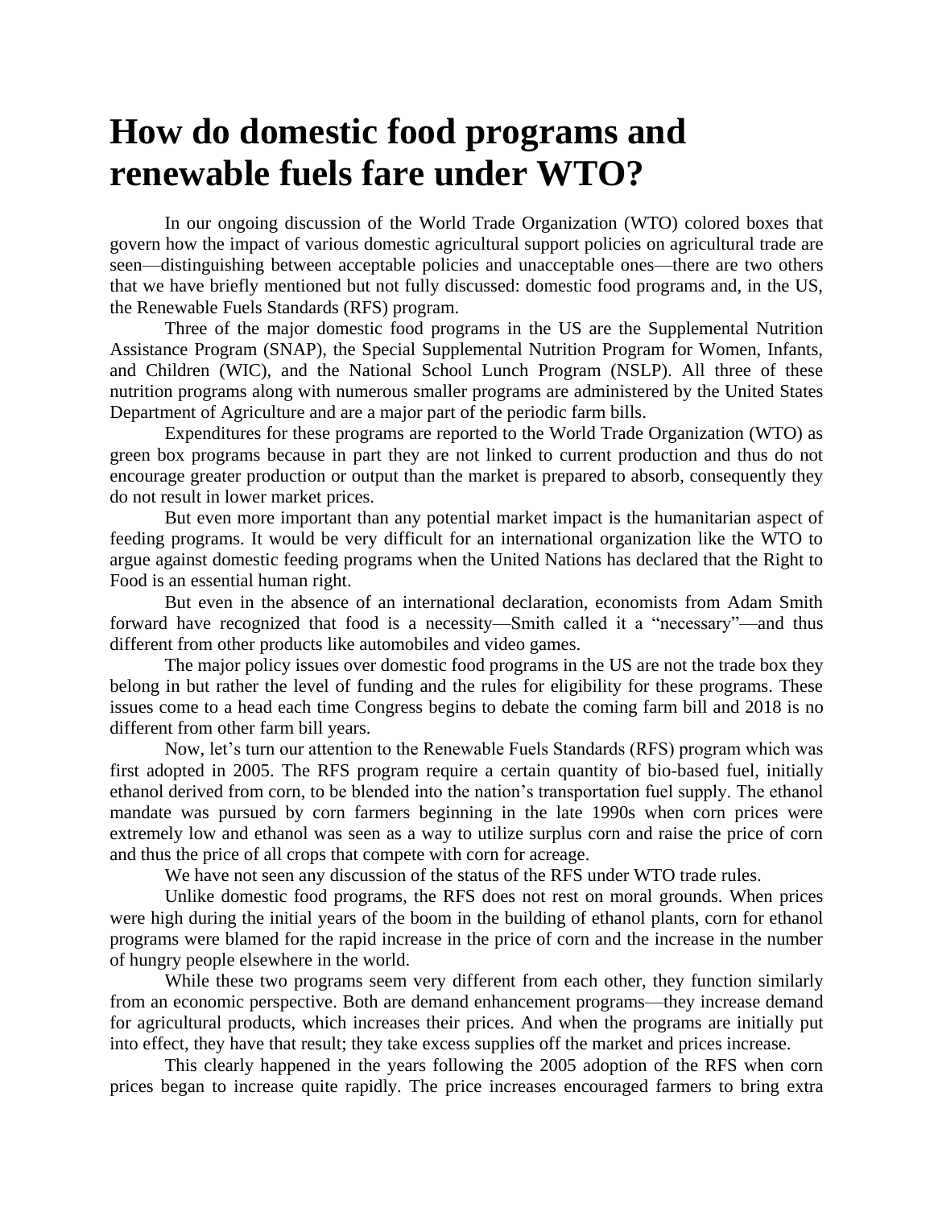# How do domestic food programs and renewable fuels fare under WTO?

In our ongoing discussion of the World Trade Organization (WTO) colored boxes that govern how the impact of various domestic agricultural support policies on agricultural trade are seen—distinguishing between acceptable policies and unacceptable ones—there are two others that we have briefly mentioned but not fully discussed: domestic food programs and, in the US, the Renewable Fuels Standards (RFS) program.

Three of the major domestic food programs in the US are the Supplemental Nutrition Assistance Program (SNAP), the Special Supplemental Nutrition Program for Women, Infants, and Children (WIC), and the National School Lunch Program (NSLP). All three of these nutrition programs along with numerous smaller programs are administered by the United States Department of Agriculture and are a major part of the periodic farm bills.

Expenditures for these programs are reported to the World Trade Organization (WTO) as green box programs because in part they are not linked to current production and thus do not encourage greater production or output than the market is prepared to absorb, consequently they do not result in lower market prices.

But even more important than any potential market impact is the humanitarian aspect of feeding programs. It would be very difficult for an international organization like the WTO to argue against domestic feeding programs when the United Nations has declared that the Right to Food is an essential human right.

But even in the absence of an international declaration, economists from Adam Smith forward have recognized that food is a necessity—Smith called it a "necessary"—and thus different from other products like automobiles and video games.

The major policy issues over domestic food programs in the US are not the trade box they belong in but rather the level of funding and the rules for eligibility for these programs. These issues come to a head each time Congress begins to debate the coming farm bill and 2018 is no different from other farm bill years.

Now, let's turn our attention to the Renewable Fuels Standards (RFS) program which was first adopted in 2005. The RFS program require a certain quantity of bio-based fuel, initially ethanol derived from corn, to be blended into the nation's transportation fuel supply. The ethanol mandate was pursued by corn farmers beginning in the late 1990s when corn prices were extremely low and ethanol was seen as a way to utilize surplus corn and raise the price of corn and thus the price of all crops that compete with corn for acreage.

We have not seen any discussion of the status of the RFS under WTO trade rules.

Unlike domestic food programs, the RFS does not rest on moral grounds. When prices were high during the initial years of the boom in the building of ethanol plants, corn for ethanol programs were blamed for the rapid increase in the price of corn and the increase in the number of hungry people elsewhere in the world.

While these two programs seem very different from each other, they function similarly from an economic perspective. Both are demand enhancement programs—they increase demand for agricultural products, which increases their prices. And when the programs are initially put into effect, they have that result; they take excess supplies off the market and prices increase.

This clearly happened in the years following the 2005 adoption of the RFS when corn prices began to increase quite rapidly. The price increases encouraged farmers to bring extra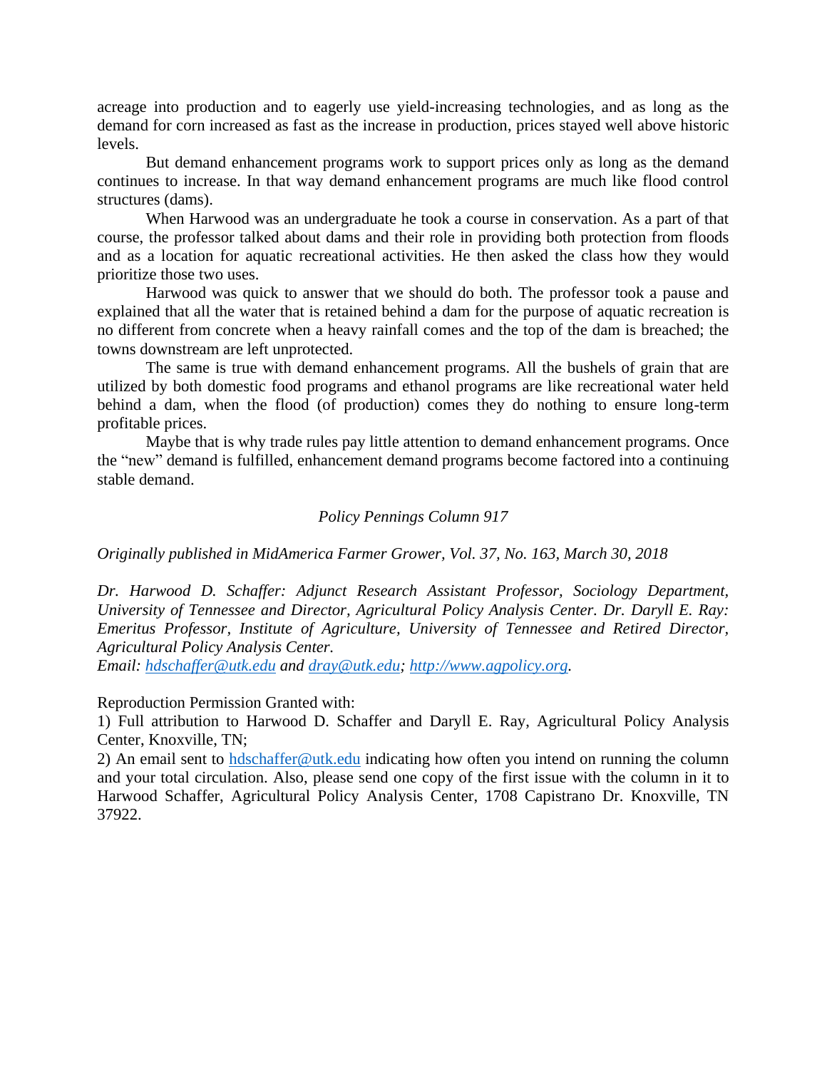acreage into production and to eagerly use yield-increasing technologies, and as long as the demand for corn increased as fast as the increase in production, prices stayed well above historic levels.

But demand enhancement programs work to support prices only as long as the demand continues to increase. In that way demand enhancement programs are much like flood control structures (dams).

When Harwood was an undergraduate he took a course in conservation. As a part of that course, the professor talked about dams and their role in providing both protection from floods and as a location for aquatic recreational activities. He then asked the class how they would prioritize those two uses.

Harwood was quick to answer that we should do both. The professor took a pause and explained that all the water that is retained behind a dam for the purpose of aquatic recreation is no different from concrete when a heavy rainfall comes and the top of the dam is breached; the towns downstream are left unprotected.

The same is true with demand enhancement programs. All the bushels of grain that are utilized by both domestic food programs and ethanol programs are like recreational water held behind a dam, when the flood (of production) comes they do nothing to ensure long-term profitable prices.

Maybe that is why trade rules pay little attention to demand enhancement programs. Once the "new" demand is fulfilled, enhancement demand programs become factored into a continuing stable demand.

*Policy Pennings Column 917*

*Originally published in MidAmerica Farmer Grower, Vol. 37, No. 163, March 30, 2018*

*Dr. Harwood D. Schaffer: Adjunct Research Assistant Professor, Sociology Department, University of Tennessee and Director, Agricultural Policy Analysis Center. Dr. Daryll E. Ray: Emeritus Professor, Institute of Agriculture, University of Tennessee and Retired Director, Agricultural Policy Analysis Center.*
*Email: hdschaffer@utk.edu and dray@utk.edu; http://www.agpolicy.org.*

Reproduction Permission Granted with:
1) Full attribution to Harwood D. Schaffer and Daryll E. Ray, Agricultural Policy Analysis Center, Knoxville, TN;
2) An email sent to hdschaffer@utk.edu indicating how often you intend on running the column and your total circulation. Also, please send one copy of the first issue with the column in it to Harwood Schaffer, Agricultural Policy Analysis Center, 1708 Capistrano Dr. Knoxville, TN 37922.